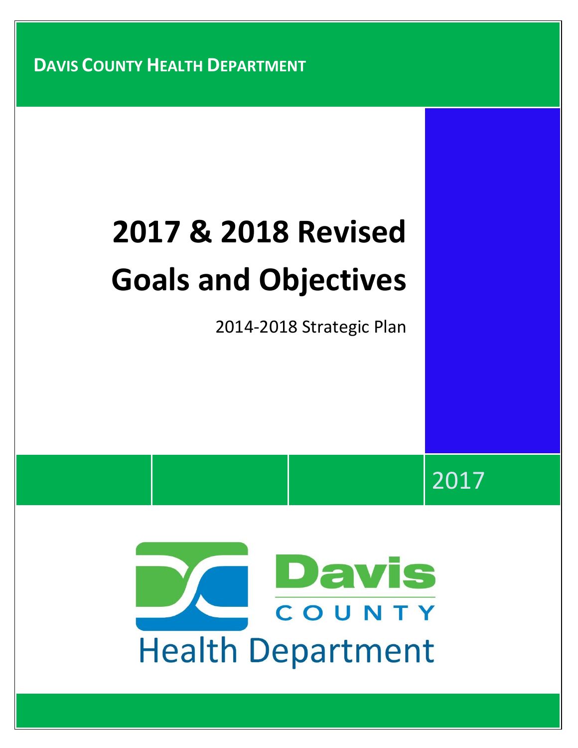**DAVIS COUNTY HEALTH DEPARTMENT**

# 2017 & 2018 Revised Goals and Objectives

2014-2018 Strategic Plan

2017

Davis COUNTY Health Department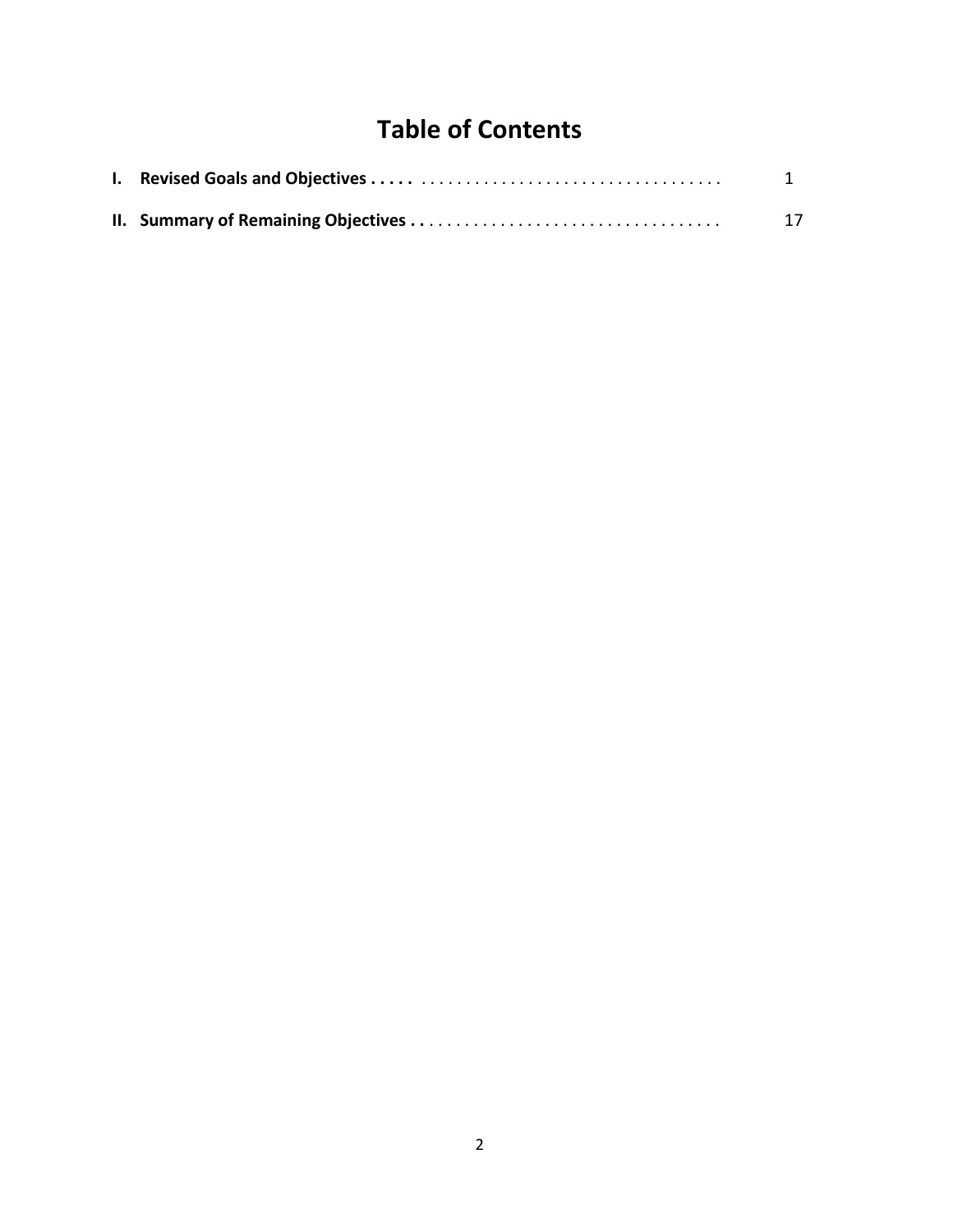# Table of Contents

| | | |
|---|---|---|
| **I.** | **Revised Goals and Objectives** | 1 |
| **II.** | **Summary of Remaining Objectives** | 17 |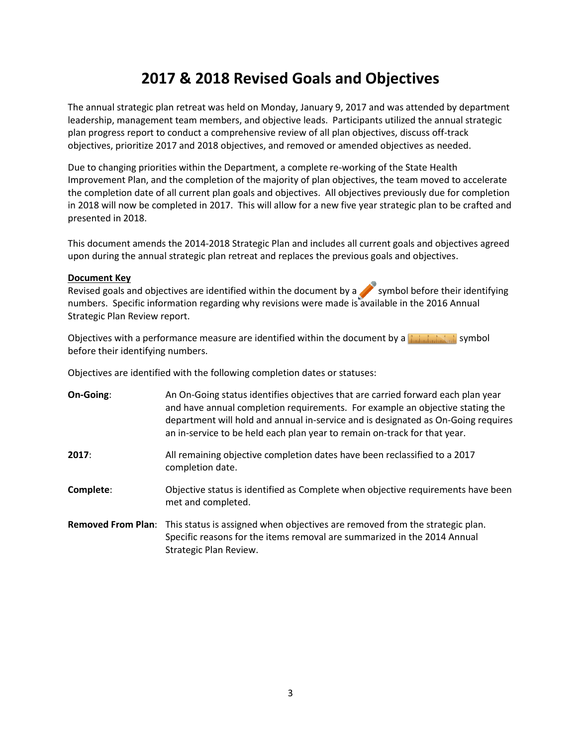# 2017 & 2018 Revised Goals and Objectives

The annual strategic plan retreat was held on Monday, January 9, 2017 and was attended by department leadership, management team members, and objective leads. Participants utilized the annual strategic plan progress report to conduct a comprehensive review of all plan objectives, discuss off-track objectives, prioritize 2017 and 2018 objectives, and removed or amended objectives as needed.

Due to changing priorities within the Department, a complete re-working of the State Health Improvement Plan, and the completion of the majority of plan objectives, the team moved to accelerate the completion date of all current plan goals and objectives. All objectives previously due for completion in 2018 will now be completed in 2017. This will allow for a new five year strategic plan to be crafted and presented in 2018.

This document amends the 2014-2018 Strategic Plan and includes all current goals and objectives agreed upon during the annual strategic plan retreat and replaces the previous goals and objectives.

**Document Key**

Revised goals and objectives are identified within the document by a ✏ symbol before their identifying numbers. Specific information regarding why revisions were made is available in the 2016 Annual Strategic Plan Review report.

Objectives with a performance measure are identified within the document by a 📏 symbol before their identifying numbers.

Objectives are identified with the following completion dates or statuses:

**On-Going**: An On-Going status identifies objectives that are carried forward each plan year and have annual completion requirements. For example an objective stating the department will hold and annual in-service and is designated as On-Going requires an in-service to be held each plan year to remain on-track for that year.

**2017**: All remaining objective completion dates have been reclassified to a 2017 completion date.

**Complete**: Objective status is identified as Complete when objective requirements have been met and completed.

**Removed From Plan**: This status is assigned when objectives are removed from the strategic plan. Specific reasons for the items removal are summarized in the 2014 Annual Strategic Plan Review.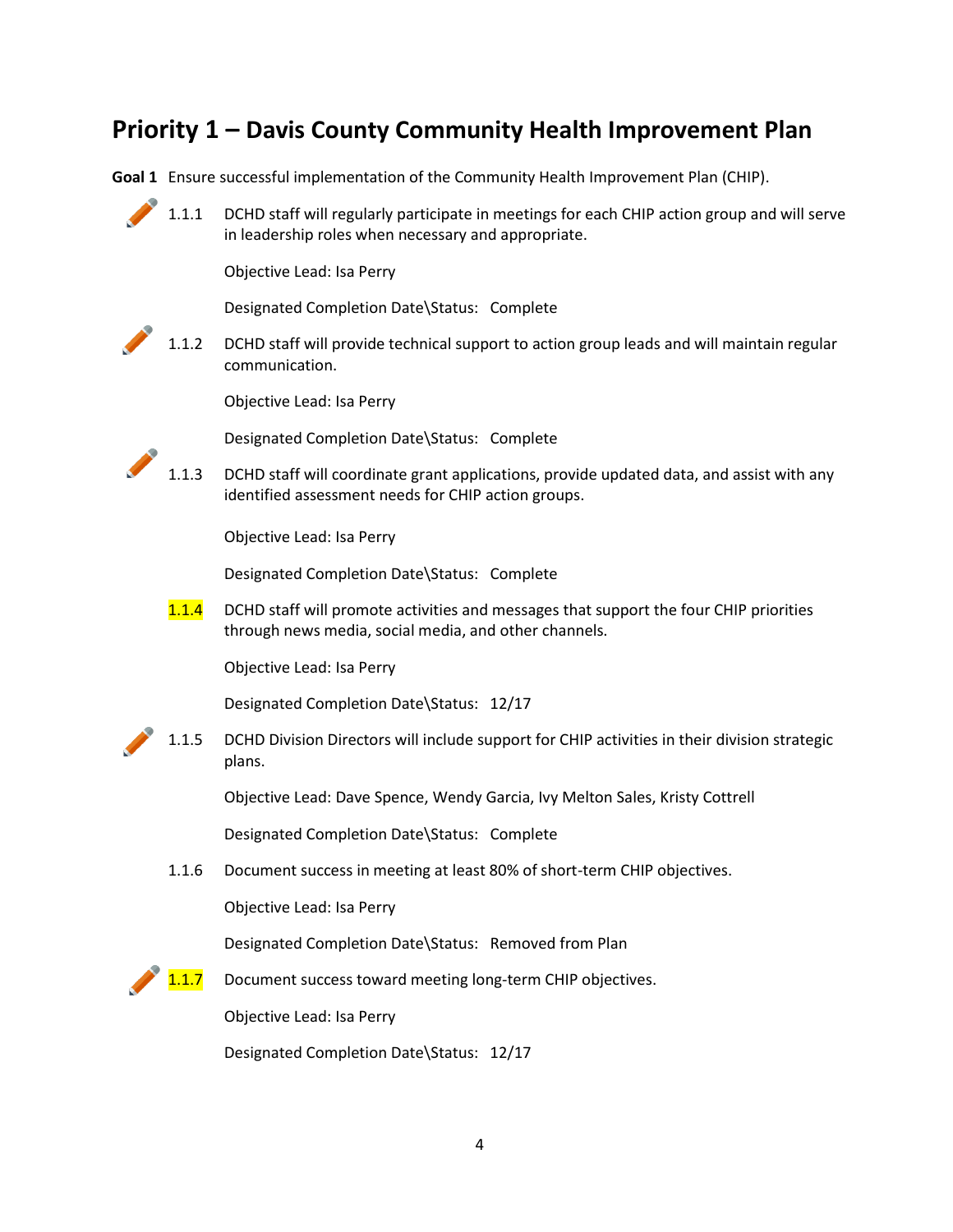# Priority 1 – Davis County Community Health Improvement Plan

**Goal 1** Ensure successful implementation of the Community Health Improvement Plan (CHIP).

1.1.1 DCHD staff will regularly participate in meetings for each CHIP action group and will serve in leadership roles when necessary and appropriate.

Objective Lead: Isa Perry

Designated Completion Date\Status: Complete

1.1.2 DCHD staff will provide technical support to action group leads and will maintain regular communication.

Objective Lead: Isa Perry

Designated Completion Date\Status: Complete

1.1.3 DCHD staff will coordinate grant applications, provide updated data, and assist with any identified assessment needs for CHIP action groups.

Objective Lead: Isa Perry

Designated Completion Date\Status: Complete

1.1.4 DCHD staff will promote activities and messages that support the four CHIP priorities through news media, social media, and other channels.

Objective Lead: Isa Perry

Designated Completion Date\Status: 12/17

1.1.5 DCHD Division Directors will include support for CHIP activities in their division strategic plans.

Objective Lead: Dave Spence, Wendy Garcia, Ivy Melton Sales, Kristy Cottrell

Designated Completion Date\Status: Complete

1.1.6 Document success in meeting at least 80% of short-term CHIP objectives.

Objective Lead: Isa Perry

Designated Completion Date\Status: Removed from Plan

1.1.7 Document success toward meeting long-term CHIP objectives.

Objective Lead: Isa Perry

Designated Completion Date\Status: 12/17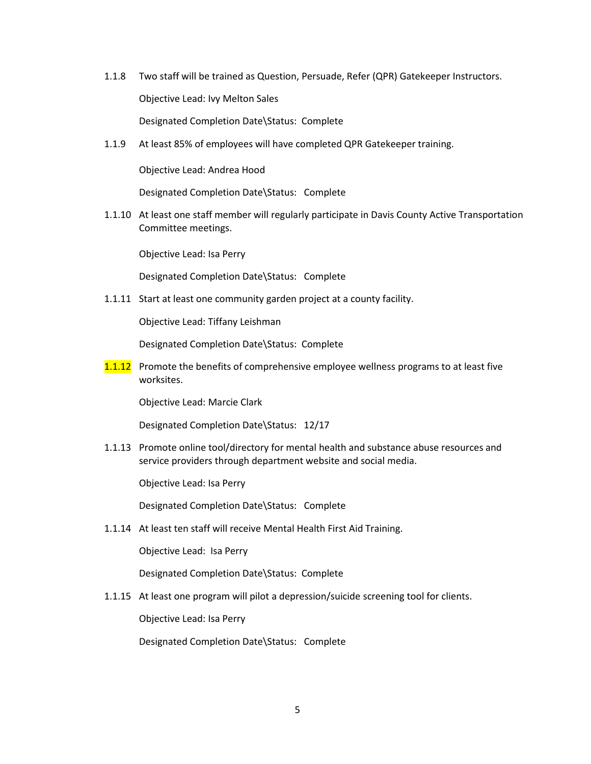1.1.8 Two staff will be trained as Question, Persuade, Refer (QPR) Gatekeeper Instructors.

Objective Lead: Ivy Melton Sales

Designated Completion Date\Status: Complete

1.1.9 At least 85% of employees will have completed QPR Gatekeeper training.

Objective Lead: Andrea Hood

Designated Completion Date\Status: Complete

1.1.10 At least one staff member will regularly participate in Davis County Active Transportation Committee meetings.

Objective Lead: Isa Perry

Designated Completion Date\Status: Complete

1.1.11 Start at least one community garden project at a county facility.

Objective Lead: Tiffany Leishman

Designated Completion Date\Status: Complete

1.1.12 Promote the benefits of comprehensive employee wellness programs to at least five worksites.

Objective Lead: Marcie Clark

Designated Completion Date\Status: 12/17

1.1.13 Promote online tool/directory for mental health and substance abuse resources and service providers through department website and social media.

Objective Lead: Isa Perry

Designated Completion Date\Status: Complete

1.1.14 At least ten staff will receive Mental Health First Aid Training.

Objective Lead: Isa Perry

Designated Completion Date\Status: Complete

1.1.15 At least one program will pilot a depression/suicide screening tool for clients.

Objective Lead: Isa Perry

Designated Completion Date\Status: Complete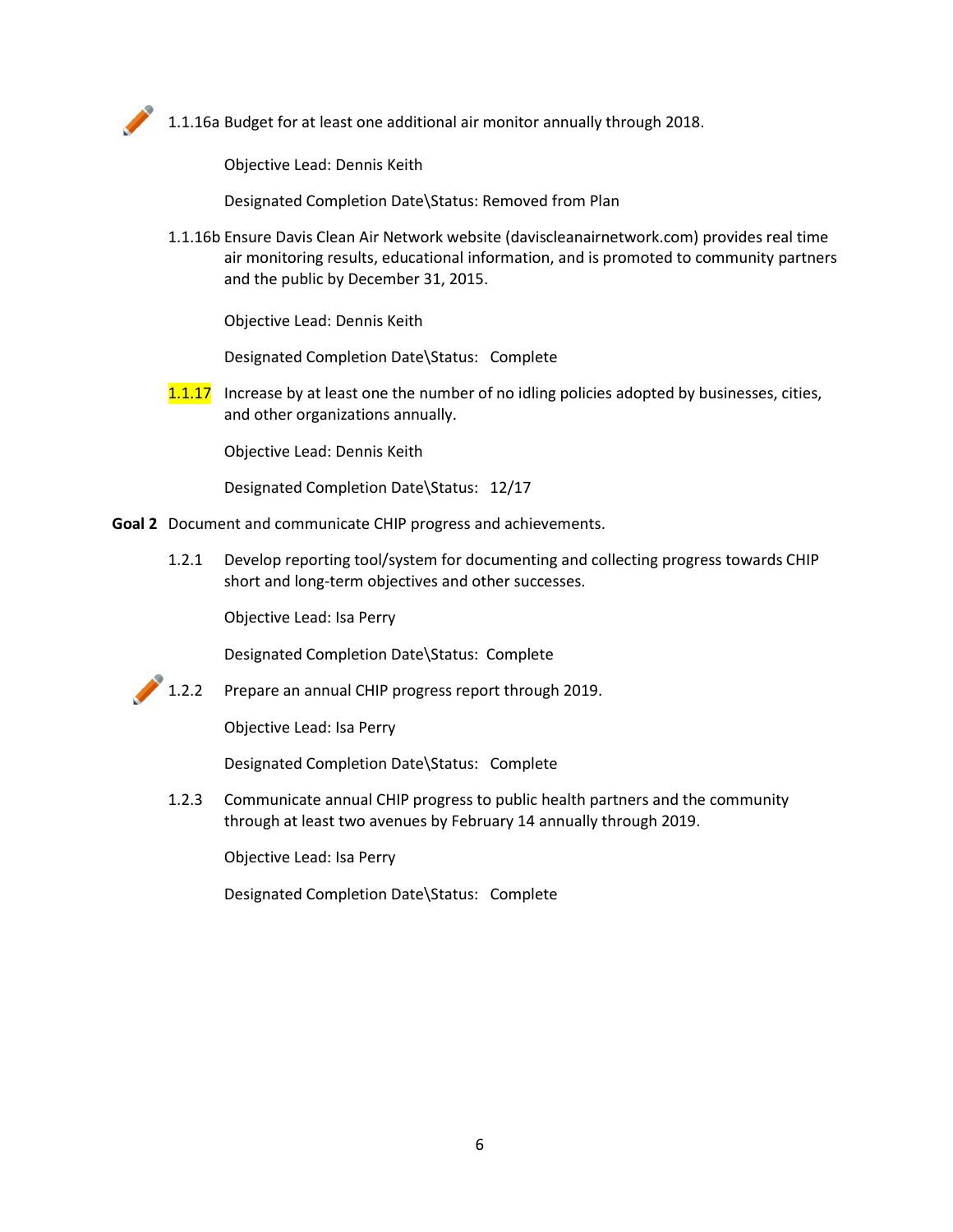1.1.16a Budget for at least one additional air monitor annually through 2018.

Objective Lead: Dennis Keith

Designated Completion Date\Status: Removed from Plan

1.1.16b Ensure Davis Clean Air Network website (daviscleanairnetwork.com) provides real time air monitoring results, educational information, and is promoted to community partners and the public by December 31, 2015.

Objective Lead: Dennis Keith

Designated Completion Date\Status: Complete

1.1.17 Increase by at least one the number of no idling policies adopted by businesses, cities, and other organizations annually.

Objective Lead: Dennis Keith

Designated Completion Date\Status: 12/17

**Goal 2** Document and communicate CHIP progress and achievements.

1.2.1 Develop reporting tool/system for documenting and collecting progress towards CHIP short and long-term objectives and other successes.

Objective Lead: Isa Perry

Designated Completion Date\Status: Complete

1.2.2 Prepare an annual CHIP progress report through 2019.

Objective Lead: Isa Perry

Designated Completion Date\Status: Complete

1.2.3 Communicate annual CHIP progress to public health partners and the community through at least two avenues by February 14 annually through 2019.

Objective Lead: Isa Perry

Designated Completion Date\Status: Complete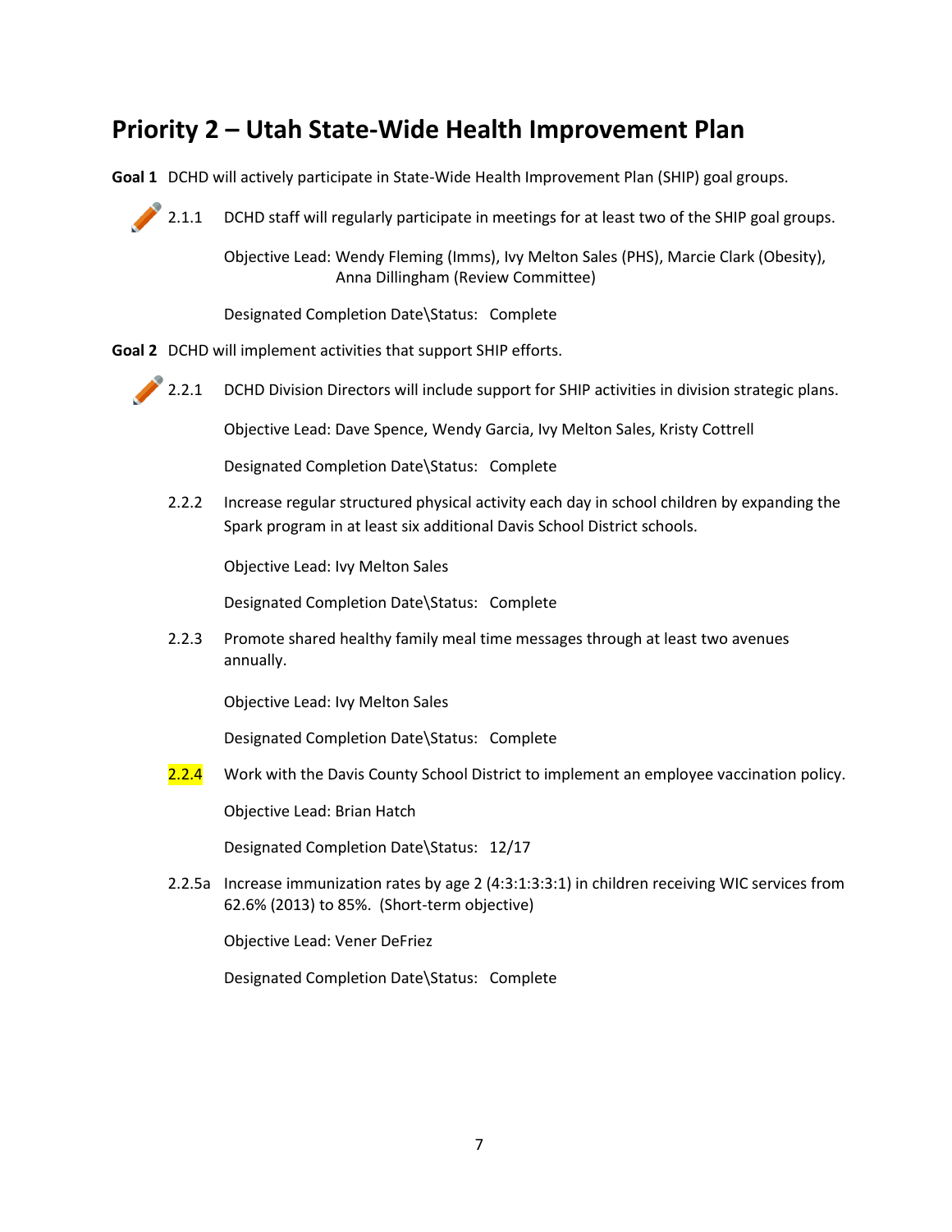# Priority 2 – Utah State-Wide Health Improvement Plan

**Goal 1** DCHD will actively participate in State-Wide Health Improvement Plan (SHIP) goal groups.

2.1.1 DCHD staff will regularly participate in meetings for at least two of the SHIP goal groups.

Objective Lead: Wendy Fleming (Imms), Ivy Melton Sales (PHS), Marcie Clark (Obesity), Anna Dillingham (Review Committee)

Designated Completion Date\Status: Complete

**Goal 2** DCHD will implement activities that support SHIP efforts.

2.2.1 DCHD Division Directors will include support for SHIP activities in division strategic plans.

Objective Lead: Dave Spence, Wendy Garcia, Ivy Melton Sales, Kristy Cottrell

Designated Completion Date\Status: Complete

2.2.2 Increase regular structured physical activity each day in school children by expanding the Spark program in at least six additional Davis School District schools.

Objective Lead: Ivy Melton Sales

Designated Completion Date\Status: Complete

2.2.3 Promote shared healthy family meal time messages through at least two avenues annually.

Objective Lead: Ivy Melton Sales

Designated Completion Date\Status: Complete

2.2.4 Work with the Davis County School District to implement an employee vaccination policy.

Objective Lead: Brian Hatch

Designated Completion Date\Status: 12/17

2.2.5a Increase immunization rates by age 2 (4:3:1:3:3:1) in children receiving WIC services from 62.6% (2013) to 85%. (Short-term objective)

Objective Lead: Vener DeFriez

Designated Completion Date\Status: Complete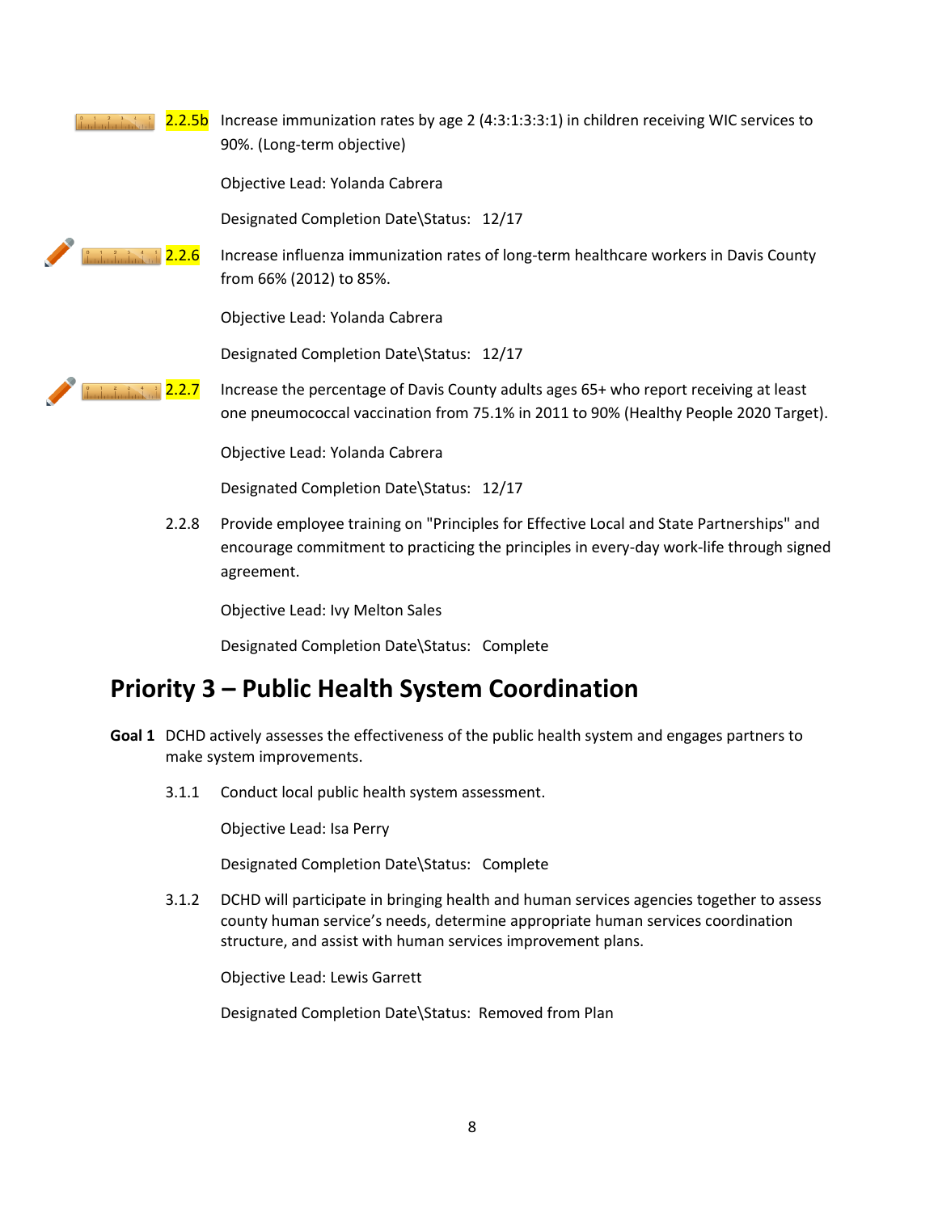2.2.5b Increase immunization rates by age 2 (4:3:1:3:3:1) in children receiving WIC services to 90%. (Long-term objective)

Objective Lead: Yolanda Cabrera

Designated Completion Date\Status: 12/17

2.2.6 Increase influenza immunization rates of long-term healthcare workers in Davis County from 66% (2012) to 85%.

Objective Lead: Yolanda Cabrera

Designated Completion Date\Status: 12/17

2.2.7 Increase the percentage of Davis County adults ages 65+ who report receiving at least one pneumococcal vaccination from 75.1% in 2011 to 90% (Healthy People 2020 Target).

Objective Lead: Yolanda Cabrera

Designated Completion Date\Status: 12/17

2.2.8 Provide employee training on "Principles for Effective Local and State Partnerships" and encourage commitment to practicing the principles in every-day work-life through signed agreement.

Objective Lead: Ivy Melton Sales

Designated Completion Date\Status: Complete

# Priority 3 – Public Health System Coordination

**Goal 1** DCHD actively assesses the effectiveness of the public health system and engages partners to make system improvements.

3.1.1 Conduct local public health system assessment.

Objective Lead: Isa Perry

Designated Completion Date\Status: Complete

3.1.2 DCHD will participate in bringing health and human services agencies together to assess county human service's needs, determine appropriate human services coordination structure, and assist with human services improvement plans.

Objective Lead: Lewis Garrett

Designated Completion Date\Status: Removed from Plan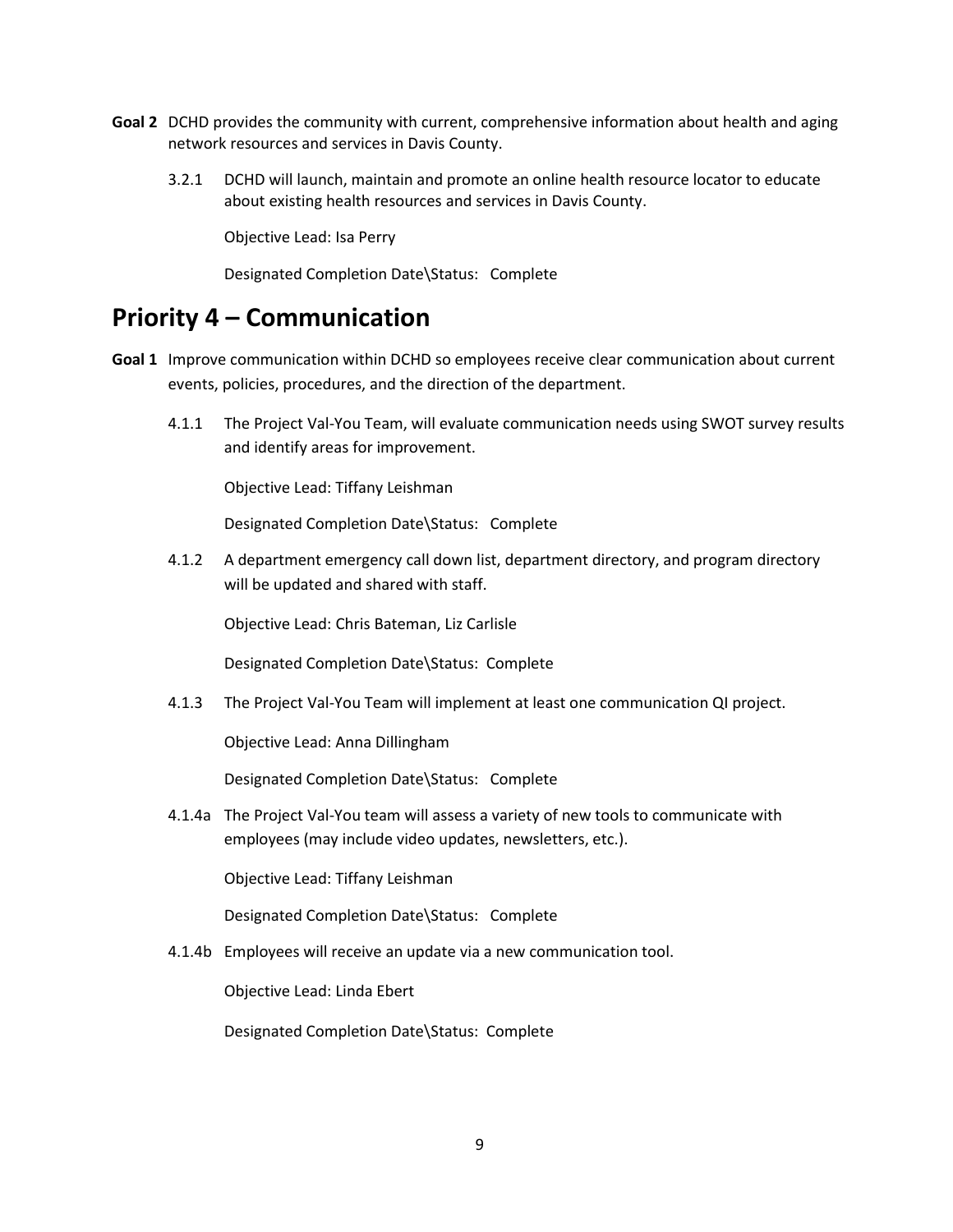**Goal 2** DCHD provides the community with current, comprehensive information about health and aging network resources and services in Davis County.

3.2.1 DCHD will launch, maintain and promote an online health resource locator to educate about existing health resources and services in Davis County.

Objective Lead: Isa Perry

Designated Completion Date\Status: Complete

# Priority 4 – Communication

**Goal 1** Improve communication within DCHD so employees receive clear communication about current events, policies, procedures, and the direction of the department.

4.1.1 The Project Val-You Team, will evaluate communication needs using SWOT survey results and identify areas for improvement.

Objective Lead: Tiffany Leishman

Designated Completion Date\Status: Complete

4.1.2 A department emergency call down list, department directory, and program directory will be updated and shared with staff.

Objective Lead: Chris Bateman, Liz Carlisle

Designated Completion Date\Status: Complete

4.1.3 The Project Val-You Team will implement at least one communication QI project.

Objective Lead: Anna Dillingham

Designated Completion Date\Status: Complete

4.1.4a The Project Val-You team will assess a variety of new tools to communicate with employees (may include video updates, newsletters, etc.).

Objective Lead: Tiffany Leishman

Designated Completion Date\Status: Complete

4.1.4b Employees will receive an update via a new communication tool.

Objective Lead: Linda Ebert

Designated Completion Date\Status: Complete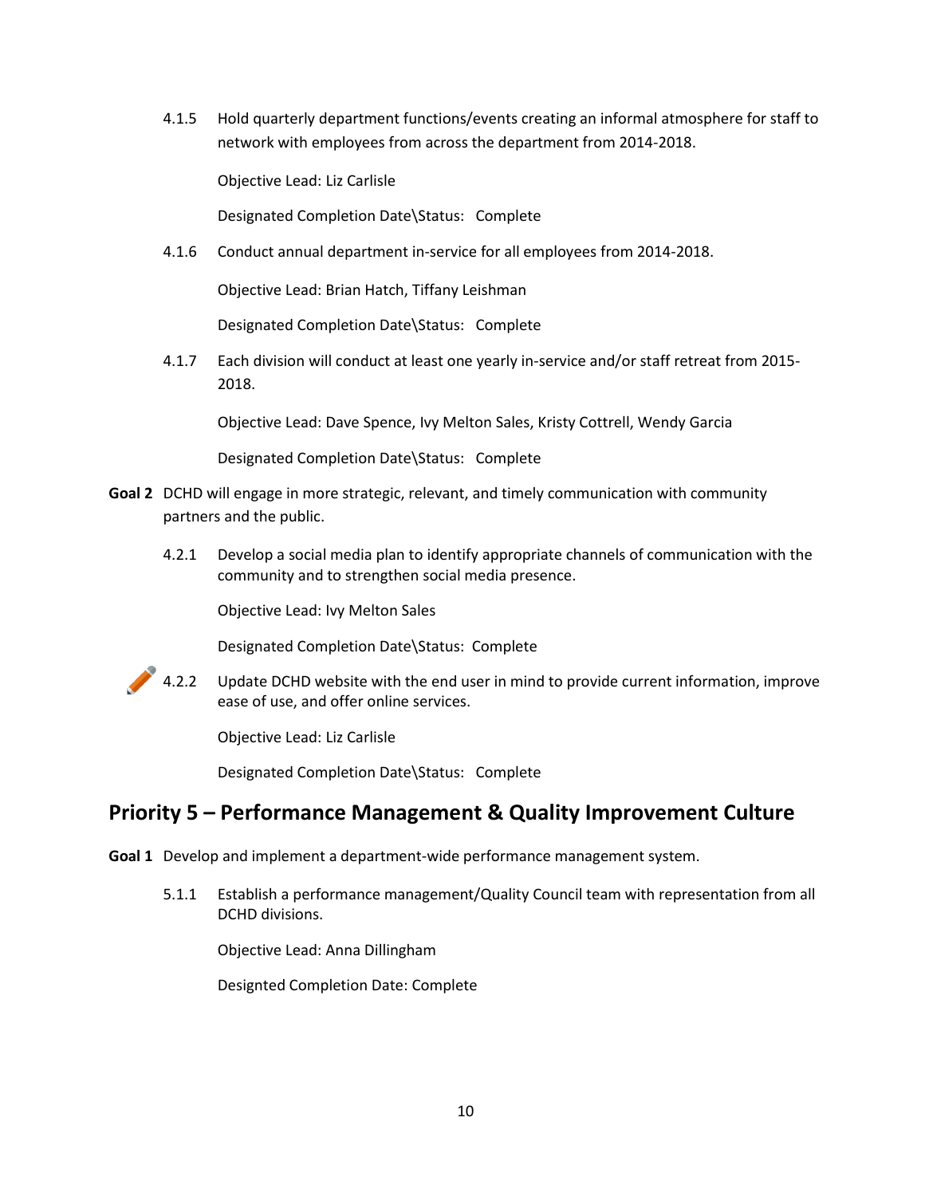4.1.5 Hold quarterly department functions/events creating an informal atmosphere for staff to network with employees from across the department from 2014-2018.

Objective Lead: Liz Carlisle

Designated Completion Date\Status: Complete

4.1.6 Conduct annual department in-service for all employees from 2014-2018.

Objective Lead: Brian Hatch, Tiffany Leishman

Designated Completion Date\Status: Complete

4.1.7 Each division will conduct at least one yearly in-service and/or staff retreat from 2015-2018.

Objective Lead: Dave Spence, Ivy Melton Sales, Kristy Cottrell, Wendy Garcia

Designated Completion Date\Status: Complete

**Goal 2** DCHD will engage in more strategic, relevant, and timely communication with community partners and the public.

4.2.1 Develop a social media plan to identify appropriate channels of communication with the community and to strengthen social media presence.

Objective Lead: Ivy Melton Sales

Designated Completion Date\Status: Complete

4.2.2 Update DCHD website with the end user in mind to provide current information, improve ease of use, and offer online services.

Objective Lead: Liz Carlisle

Designated Completion Date\Status: Complete

## Priority 5 – Performance Management & Quality Improvement Culture

**Goal 1** Develop and implement a department-wide performance management system.

5.1.1 Establish a performance management/Quality Council team with representation from all DCHD divisions.

Objective Lead: Anna Dillingham

Designgted Completion Date: Complete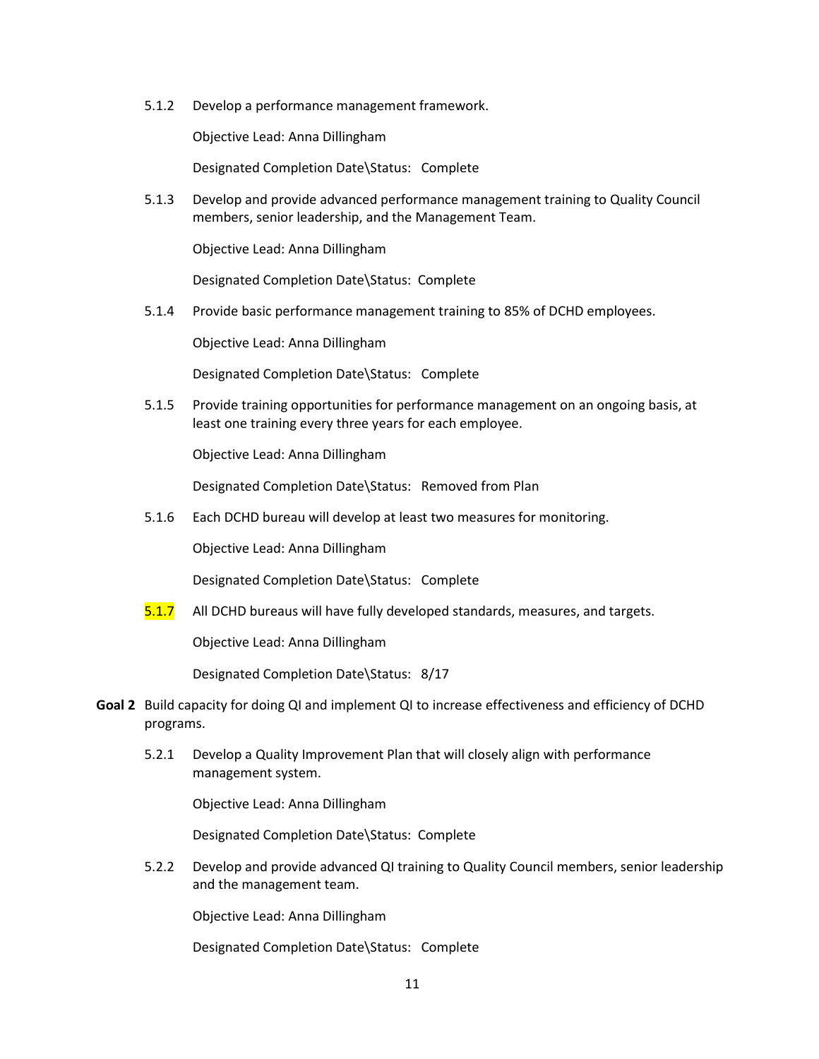5.1.2 Develop a performance management framework.

Objective Lead: Anna Dillingham

Designated Completion Date\Status: Complete

5.1.3 Develop and provide advanced performance management training to Quality Council members, senior leadership, and the Management Team.

Objective Lead: Anna Dillingham

Designated Completion Date\Status: Complete

5.1.4 Provide basic performance management training to 85% of DCHD employees.

Objective Lead: Anna Dillingham

Designated Completion Date\Status: Complete

5.1.5 Provide training opportunities for performance management on an ongoing basis, at least one training every three years for each employee.

Objective Lead: Anna Dillingham

Designated Completion Date\Status: Removed from Plan

5.1.6 Each DCHD bureau will develop at least two measures for monitoring.

Objective Lead: Anna Dillingham

Designated Completion Date\Status: Complete

5.1.7 All DCHD bureaus will have fully developed standards, measures, and targets.

Objective Lead: Anna Dillingham

Designated Completion Date\Status: 8/17

**Goal 2** Build capacity for doing QI and implement QI to increase effectiveness and efficiency of DCHD programs.

5.2.1 Develop a Quality Improvement Plan that will closely align with performance management system.

Objective Lead: Anna Dillingham

Designated Completion Date\Status: Complete

5.2.2 Develop and provide advanced QI training to Quality Council members, senior leadership and the management team.

Objective Lead: Anna Dillingham

Designated Completion Date\Status: Complete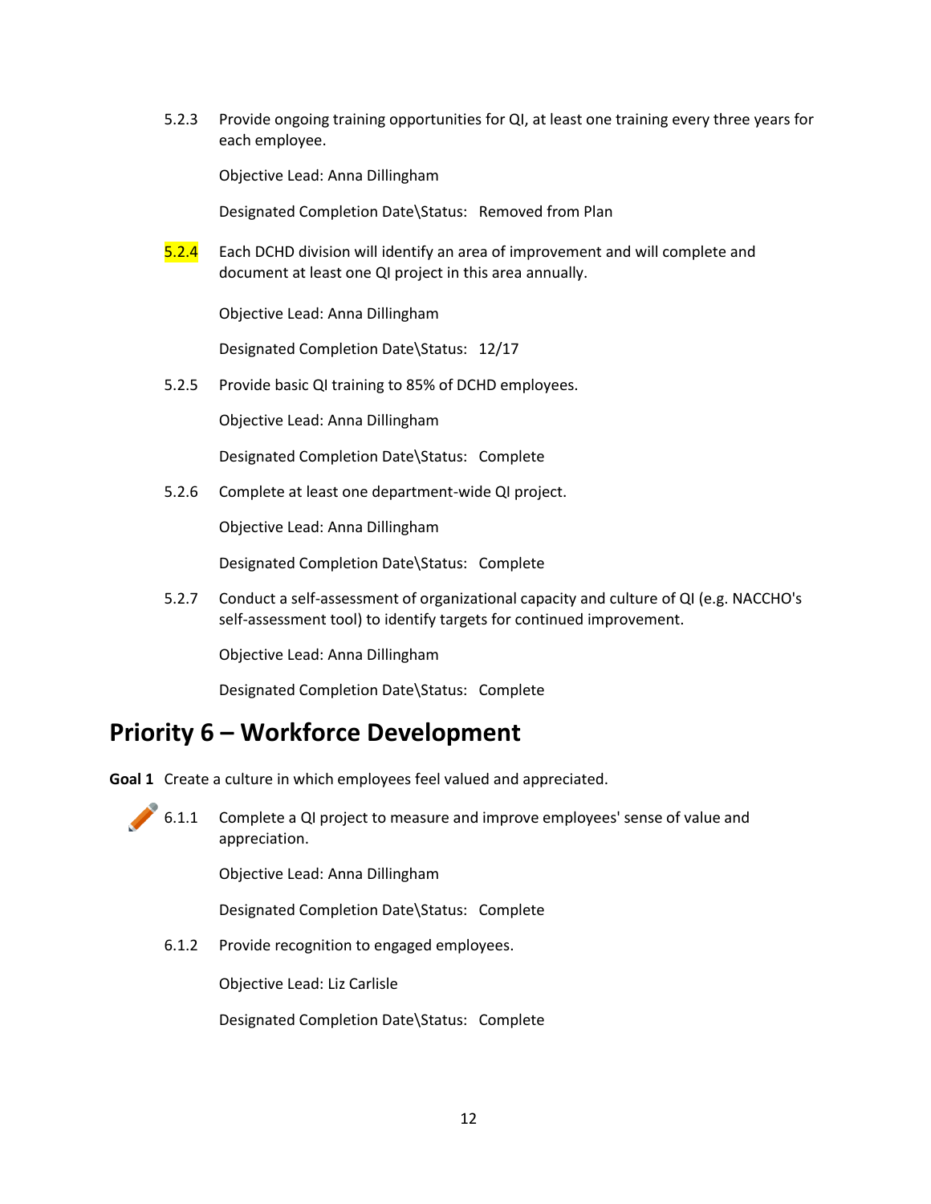5.2.3 Provide ongoing training opportunities for QI, at least one training every three years for each employee.

Objective Lead: Anna Dillingham

Designated Completion Date\Status: Removed from Plan

5.2.4 Each DCHD division will identify an area of improvement and will complete and document at least one QI project in this area annually.

Objective Lead: Anna Dillingham

Designated Completion Date\Status: 12/17

5.2.5 Provide basic QI training to 85% of DCHD employees.

Objective Lead: Anna Dillingham

Designated Completion Date\Status: Complete

5.2.6 Complete at least one department-wide QI project.

Objective Lead: Anna Dillingham

Designated Completion Date\Status: Complete

5.2.7 Conduct a self-assessment of organizational capacity and culture of QI (e.g. NACCHO's self-assessment tool) to identify targets for continued improvement.

Objective Lead: Anna Dillingham

Designated Completion Date\Status: Complete

## Priority 6 – Workforce Development

**Goal 1** Create a culture in which employees feel valued and appreciated.

6.1.1 Complete a QI project to measure and improve employees' sense of value and appreciation.

Objective Lead: Anna Dillingham

Designated Completion Date\Status: Complete

6.1.2 Provide recognition to engaged employees.

Objective Lead: Liz Carlisle

Designated Completion Date\Status: Complete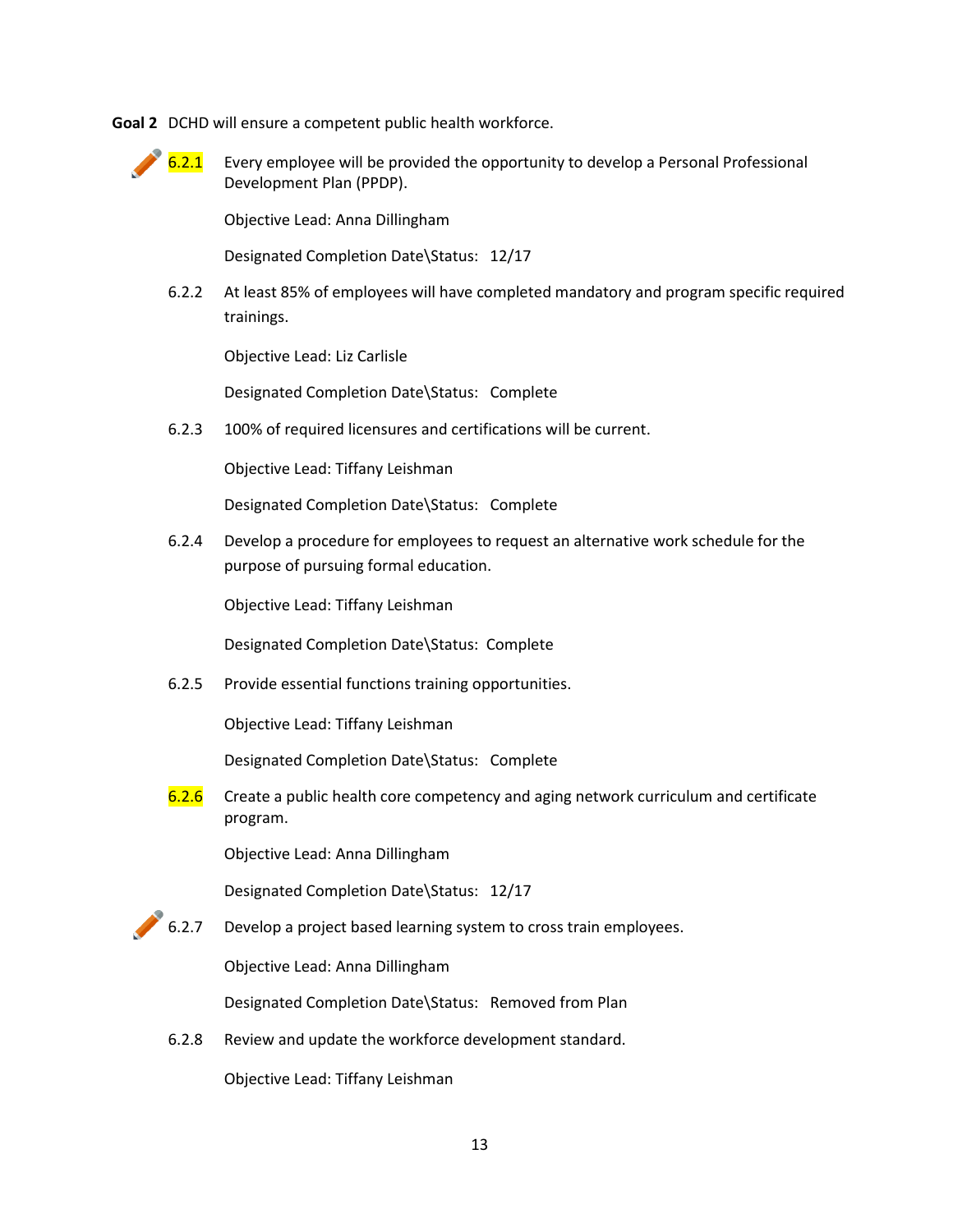**Goal 2** DCHD will ensure a competent public health workforce.

6.2.1 Every employee will be provided the opportunity to develop a Personal Professional Development Plan (PPDP).

Objective Lead: Anna Dillingham

Designated Completion Date\Status: 12/17

6.2.2 At least 85% of employees will have completed mandatory and program specific required trainings.

Objective Lead: Liz Carlisle

Designated Completion Date\Status: Complete

6.2.3 100% of required licensures and certifications will be current.

Objective Lead: Tiffany Leishman

Designated Completion Date\Status: Complete

6.2.4 Develop a procedure for employees to request an alternative work schedule for the purpose of pursuing formal education.

Objective Lead: Tiffany Leishman

Designated Completion Date\Status: Complete

6.2.5 Provide essential functions training opportunities.

Objective Lead: Tiffany Leishman

Designated Completion Date\Status: Complete

6.2.6 Create a public health core competency and aging network curriculum and certificate program.

Objective Lead: Anna Dillingham

Designated Completion Date\Status: 12/17

6.2.7 Develop a project based learning system to cross train employees.

Objective Lead: Anna Dillingham

Designated Completion Date\Status: Removed from Plan

6.2.8 Review and update the workforce development standard.

Objective Lead: Tiffany Leishman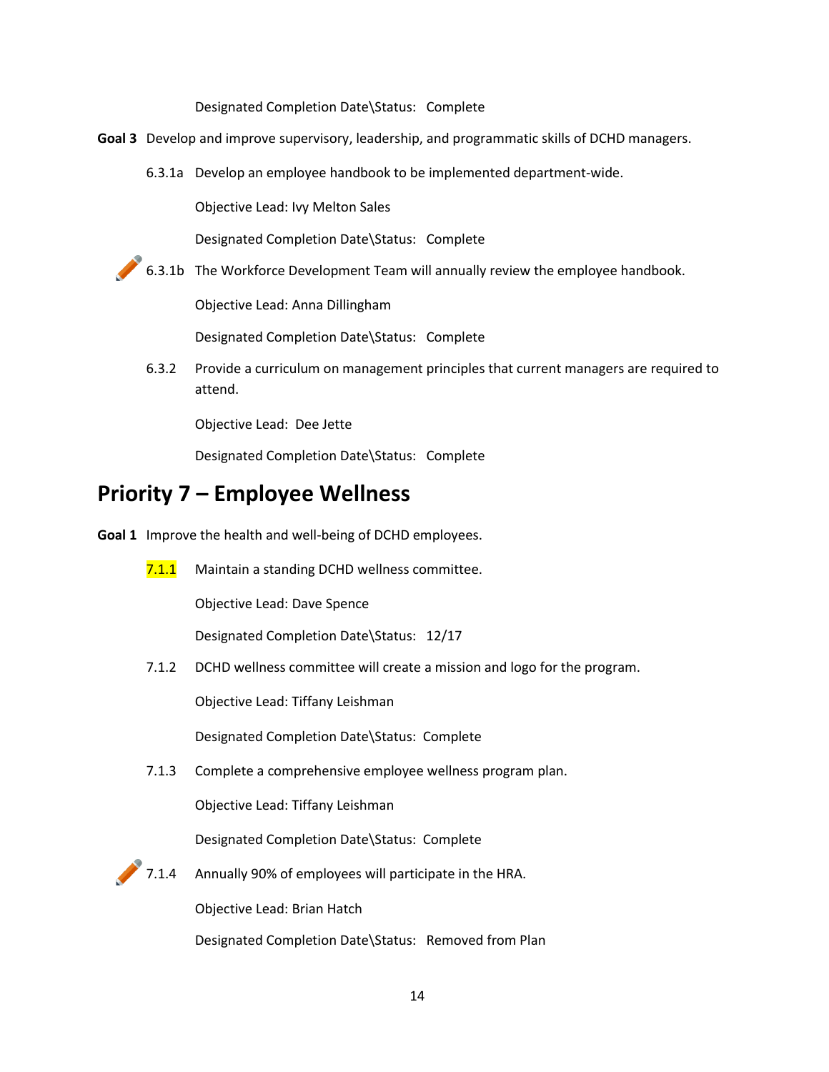Designated Completion Date\Status: Complete

**Goal 3** Develop and improve supervisory, leadership, and programmatic skills of DCHD managers.

6.3.1a Develop an employee handbook to be implemented department-wide.

Objective Lead: Ivy Melton Sales

Designated Completion Date\Status: Complete

6.3.1b The Workforce Development Team will annually review the employee handbook.

Objective Lead: Anna Dillingham

Designated Completion Date\Status: Complete

6.3.2 Provide a curriculum on management principles that current managers are required to attend.

Objective Lead: Dee Jette

Designated Completion Date\Status: Complete

## Priority 7 – Employee Wellness

**Goal 1** Improve the health and well-being of DCHD employees.

7.1.1 Maintain a standing DCHD wellness committee.

Objective Lead: Dave Spence

Designated Completion Date\Status: 12/17

7.1.2 DCHD wellness committee will create a mission and logo for the program.

Objective Lead: Tiffany Leishman

Designated Completion Date\Status: Complete

7.1.3 Complete a comprehensive employee wellness program plan.

Objective Lead: Tiffany Leishman

Designated Completion Date\Status: Complete

7.1.4 Annually 90% of employees will participate in the HRA.

Objective Lead: Brian Hatch

Designated Completion Date\Status: Removed from Plan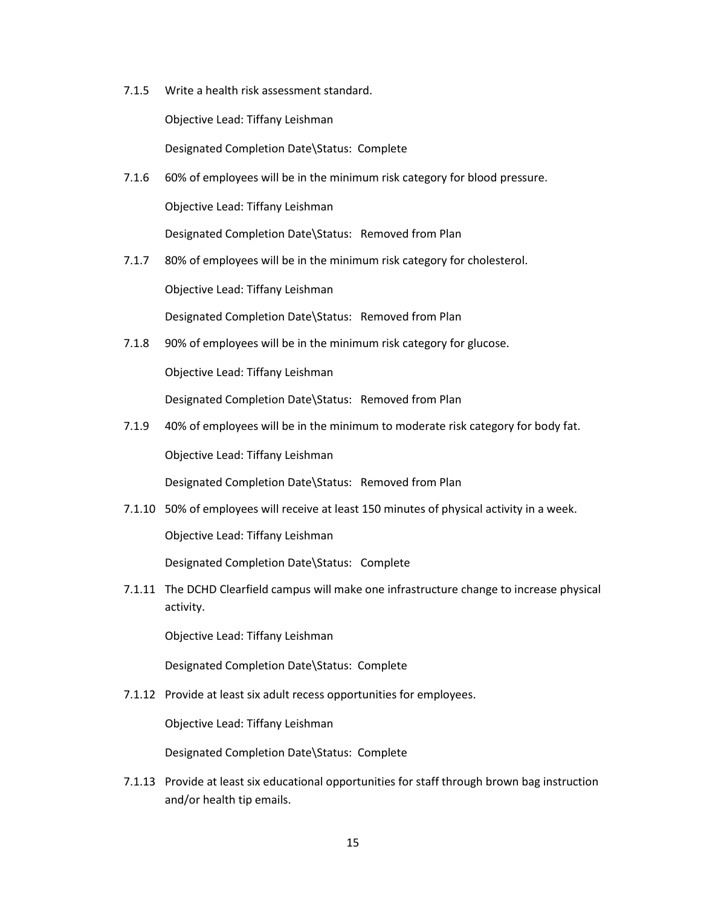7.1.5 Write a health risk assessment standard.

Objective Lead: Tiffany Leishman

Designated Completion Date\Status: Complete

7.1.6 60% of employees will be in the minimum risk category for blood pressure.

Objective Lead: Tiffany Leishman

Designated Completion Date\Status: Removed from Plan

7.1.7 80% of employees will be in the minimum risk category for cholesterol.

Objective Lead: Tiffany Leishman

Designated Completion Date\Status: Removed from Plan

7.1.8 90% of employees will be in the minimum risk category for glucose.

Objective Lead: Tiffany Leishman

Designated Completion Date\Status: Removed from Plan

7.1.9 40% of employees will be in the minimum to moderate risk category for body fat.

Objective Lead: Tiffany Leishman

Designated Completion Date\Status: Removed from Plan

7.1.10 50% of employees will receive at least 150 minutes of physical activity in a week.

Objective Lead: Tiffany Leishman

Designated Completion Date\Status: Complete

7.1.11 The DCHD Clearfield campus will make one infrastructure change to increase physical activity.

Objective Lead: Tiffany Leishman

Designated Completion Date\Status: Complete

7.1.12 Provide at least six adult recess opportunities for employees.

Objective Lead: Tiffany Leishman

Designated Completion Date\Status: Complete

7.1.13 Provide at least six educational opportunities for staff through brown bag instruction and/or health tip emails.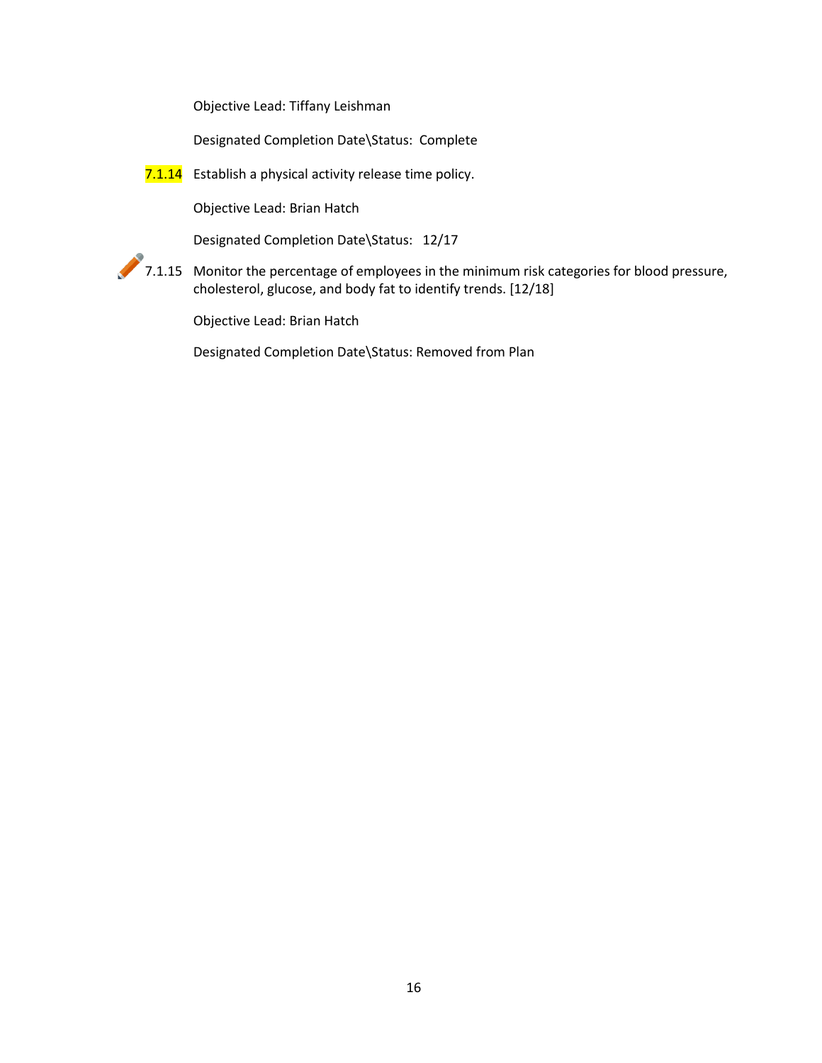Objective Lead: Tiffany Leishman

Designated Completion Date\Status: Complete

7.1.14 Establish a physical activity release time policy.

Objective Lead: Brian Hatch

Designated Completion Date\Status: 12/17

7.1.15 Monitor the percentage of employees in the minimum risk categories for blood pressure, cholesterol, glucose, and body fat to identify trends. [12/18]

Objective Lead: Brian Hatch

Designated Completion Date\Status: Removed from Plan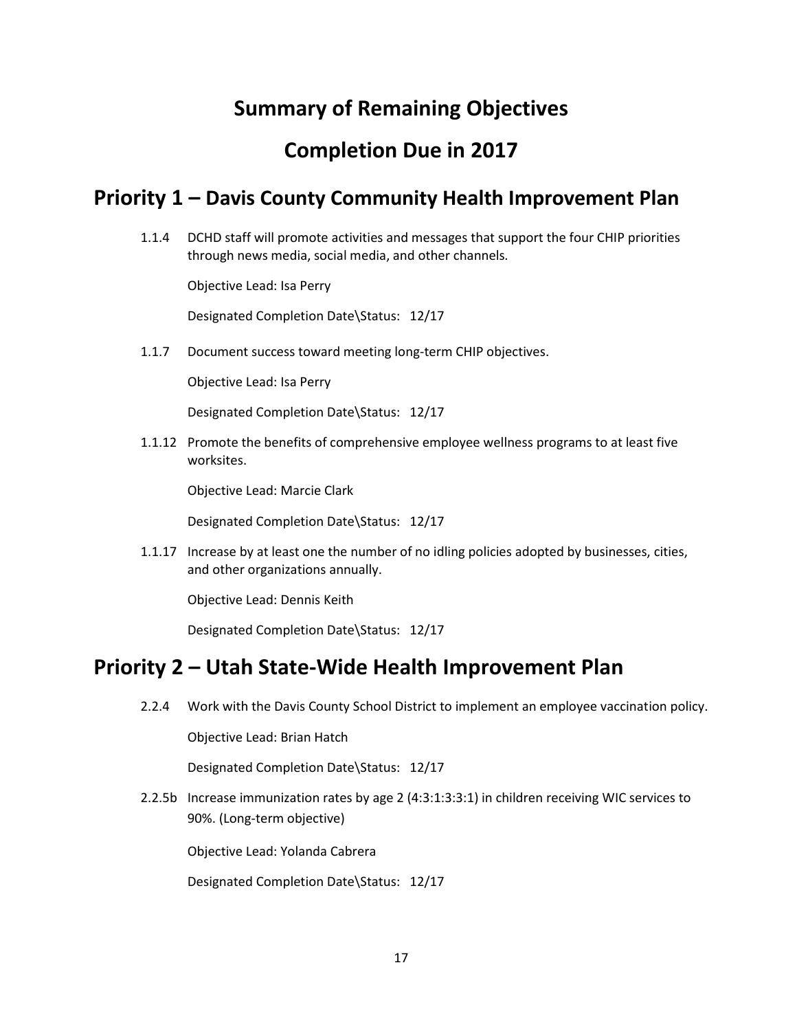# Summary of Remaining Objectives

# Completion Due in 2017

## Priority 1 – Davis County Community Health Improvement Plan

1.1.4 DCHD staff will promote activities and messages that support the four CHIP priorities through news media, social media, and other channels.

Objective Lead: Isa Perry

Designated Completion Date\Status: 12/17

1.1.7 Document success toward meeting long-term CHIP objectives.

Objective Lead: Isa Perry

Designated Completion Date\Status: 12/17

1.1.12 Promote the benefits of comprehensive employee wellness programs to at least five worksites.

Objective Lead: Marcie Clark

Designated Completion Date\Status: 12/17

1.1.17 Increase by at least one the number of no idling policies adopted by businesses, cities, and other organizations annually.

Objective Lead: Dennis Keith

Designated Completion Date\Status: 12/17

## Priority 2 – Utah State-Wide Health Improvement Plan

2.2.4 Work with the Davis County School District to implement an employee vaccination policy.

Objective Lead: Brian Hatch

Designated Completion Date\Status: 12/17

2.2.5b Increase immunization rates by age 2 (4:3:1:3:3:1) in children receiving WIC services to 90%. (Long-term objective)

Objective Lead: Yolanda Cabrera

Designated Completion Date\Status: 12/17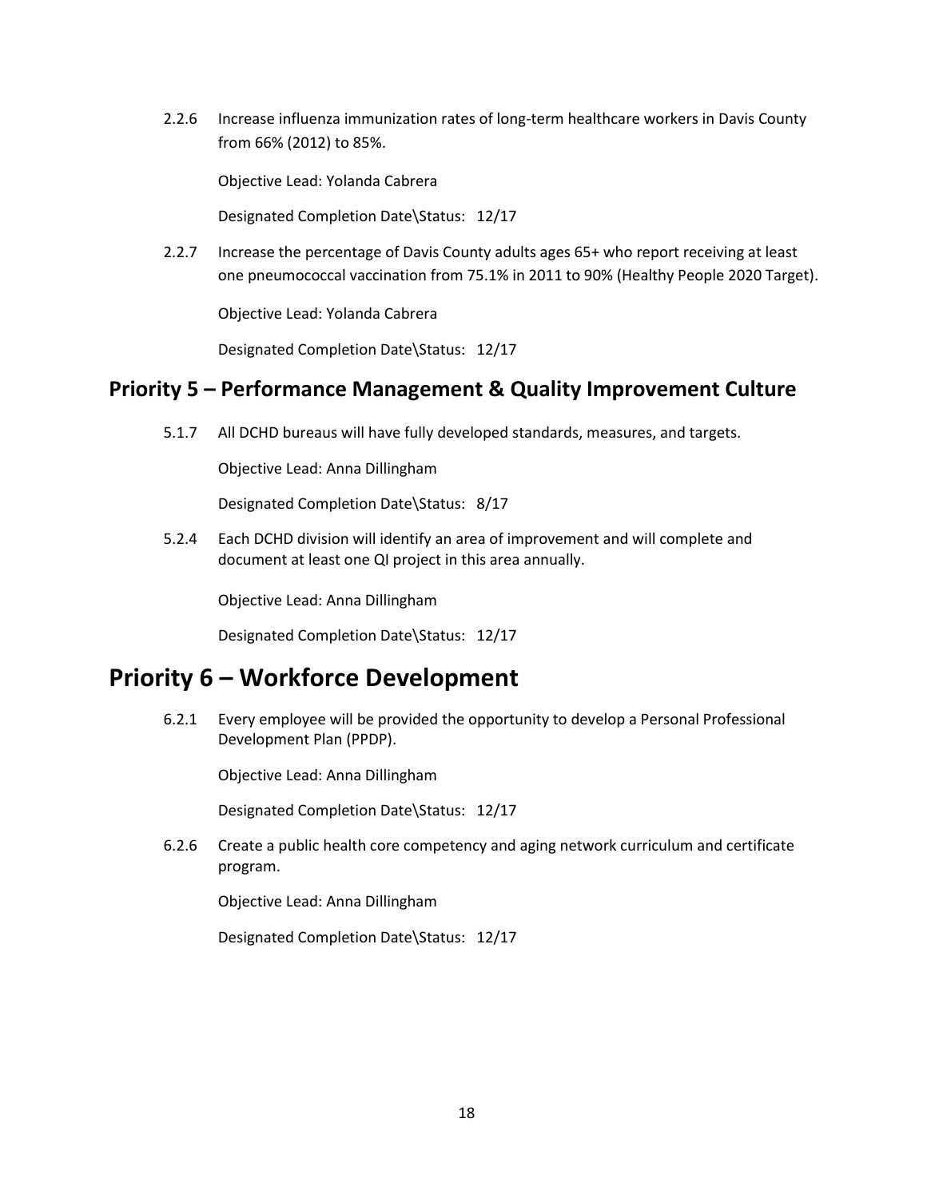2.2.6 Increase influenza immunization rates of long-term healthcare workers in Davis County from 66% (2012) to 85%.

Objective Lead: Yolanda Cabrera

Designated Completion Date\Status: 12/17

2.2.7 Increase the percentage of Davis County adults ages 65+ who report receiving at least one pneumococcal vaccination from 75.1% in 2011 to 90% (Healthy People 2020 Target).

Objective Lead: Yolanda Cabrera

Designated Completion Date\Status: 12/17

## Priority 5 – Performance Management & Quality Improvement Culture

5.1.7 All DCHD bureaus will have fully developed standards, measures, and targets.

Objective Lead: Anna Dillingham

Designated Completion Date\Status: 8/17

5.2.4 Each DCHD division will identify an area of improvement and will complete and document at least one QI project in this area annually.

Objective Lead: Anna Dillingham

Designated Completion Date\Status: 12/17

# Priority 6 – Workforce Development

6.2.1 Every employee will be provided the opportunity to develop a Personal Professional Development Plan (PPDP).

Objective Lead: Anna Dillingham

Designated Completion Date\Status: 12/17

6.2.6 Create a public health core competency and aging network curriculum and certificate program.

Objective Lead: Anna Dillingham

Designated Completion Date\Status: 12/17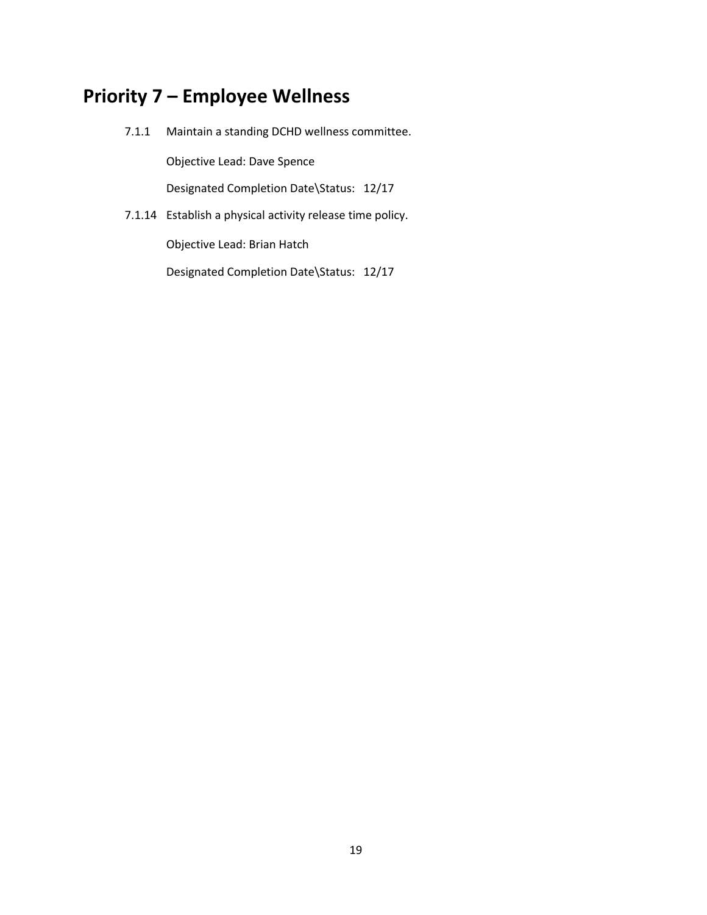# Priority 7 – Employee Wellness

7.1.1 Maintain a standing DCHD wellness committee.

Objective Lead: Dave Spence

Designated Completion Date\Status: 12/17

7.1.14 Establish a physical activity release time policy.

Objective Lead: Brian Hatch

Designated Completion Date\Status: 12/17